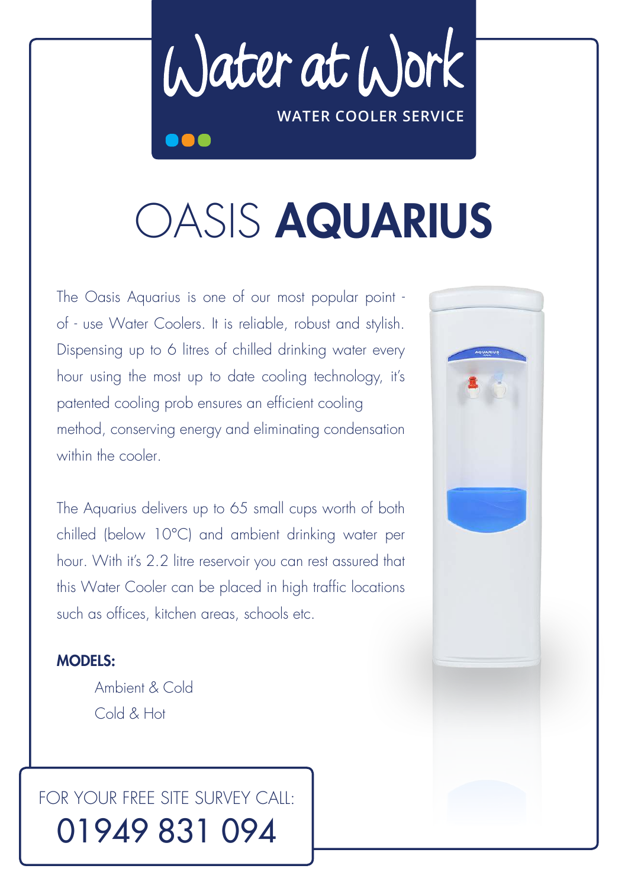# Water at Work

WATER COOLER SERVICE

# OASIS **AQUARIUS**

The Oasis Aquarius is one of our most popular point - of - use Water Coolers. It is reliable, robust and stylish. Dispensing up to 6 litres of chilled drinking water every hour using the most up to date cooling technology, it's patented cooling prob ensures an efficient cooling method, conserving energy and eliminating condensation within the cooler.

The Aquarius delivers up to 65 small cups worth of both chilled (below 10°C) and ambient drinking water per hour. With it's 2.2 litre reservoir you can rest assured that this Water Cooler can be placed in high traffic locations such as offices, kitchen areas, schools etc.

**MODELS:**

- Ambient & Cold
- Cold & Hot

FOR YOUR FREE SITE SURVEY CALL:

01949 831 094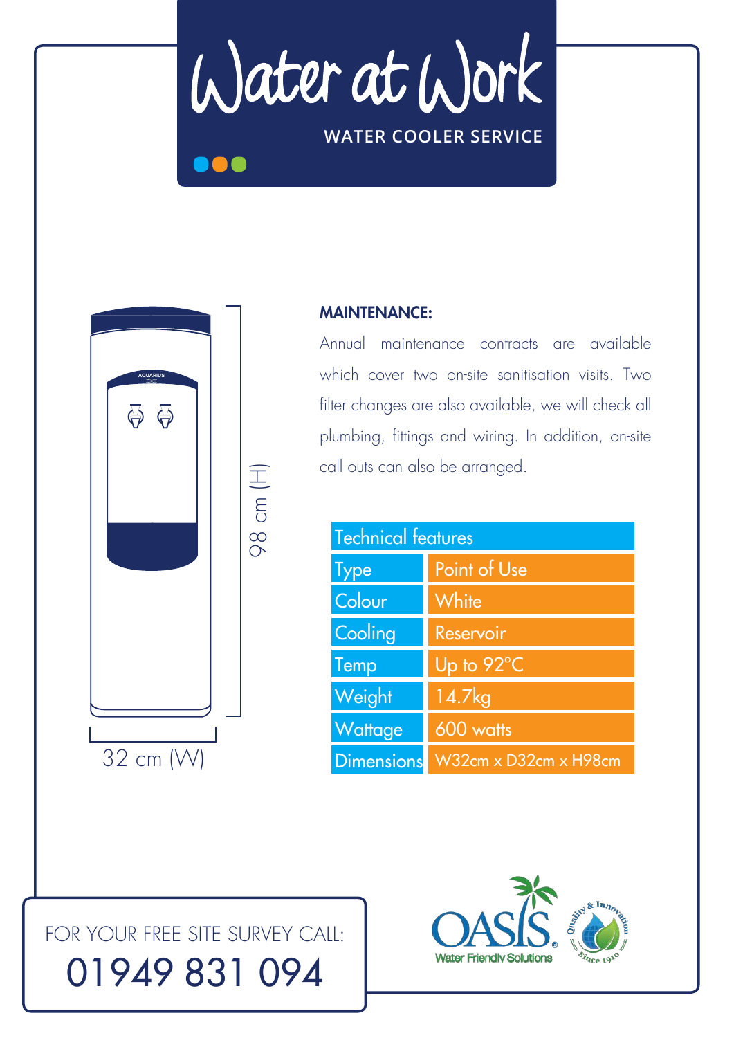# Water at Work

WATER COOLER SERVICE

AQUARIUS

98 cm (H)

32 cm (W)

**MAINTENANCE:**

Annual maintenance contracts are available which cover two on-site sanitisation visits. Two filter changes are also available, we will check all plumbing, fittings and wiring. In addition, on-site call outs can also be arranged.

| Technical features | |
|---|---|
| Type | Point of Use |
| Colour | White |
| Cooling | Reservoir |
| Temp | Up to 92°C |
| Weight | 14.7kg |
| Wattage | 600 watts |
| Dimensions | W32cm x D32cm x H98cm |

FOR YOUR FREE SITE SURVEY CALL:

**01949 831 094**

OASIS® Water Friendly Solutions

Quality & Innovation Since 1910